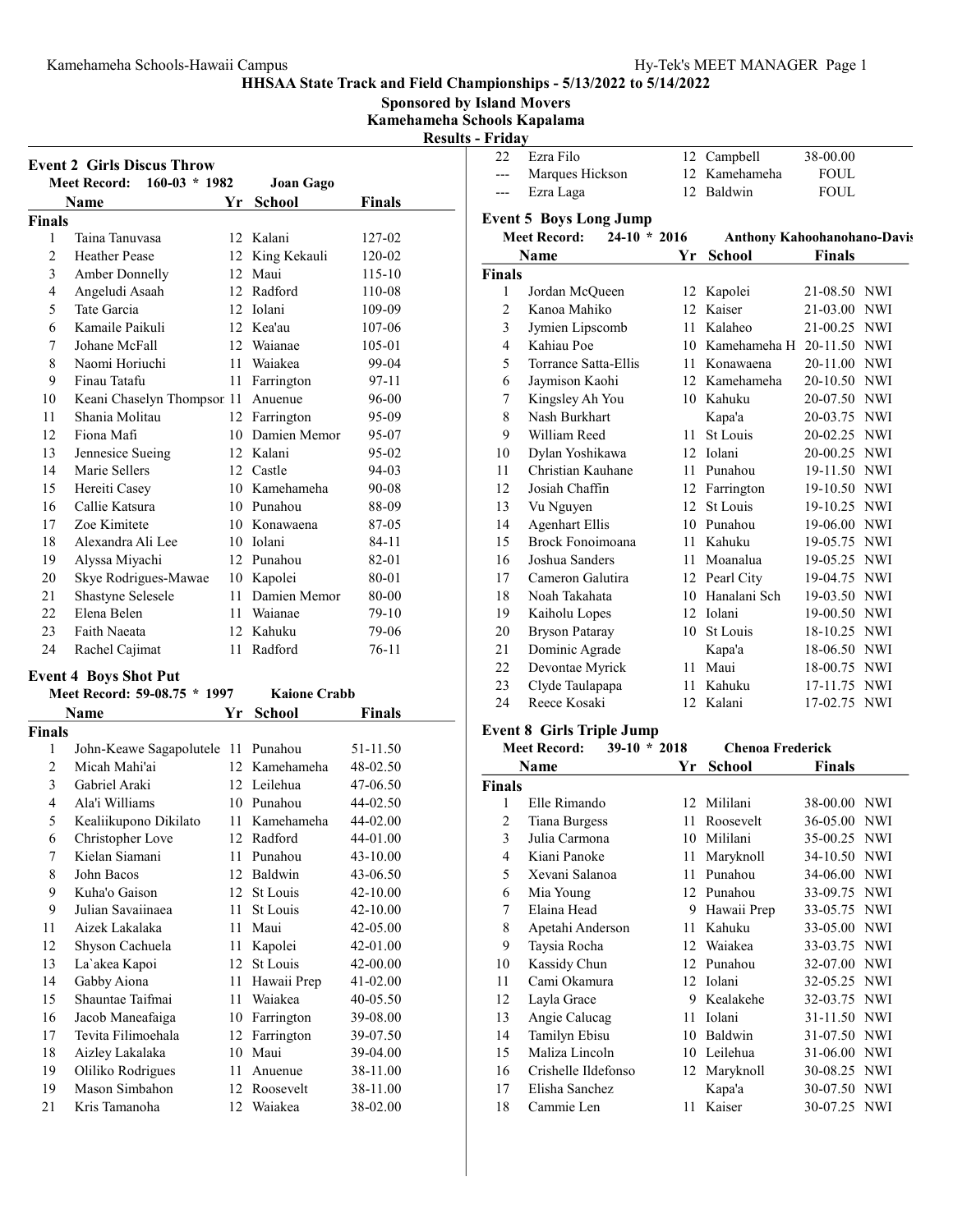# HHSAA State Track and Field Championships - 5/13/2022 to 5/14/2022

**Sponsored by Island Movers**

**Kamehameha Schools Kapalama**

**Results - Friday**

## Event 2 Girls Discus Throw

Meet Record: 160-03 * 1982 Joan Gago

| | Name | Yr | School | Finals |
|---|---|---|---|---|
| **Finals** | | | | |
| 1 | Taina Tanuvasa | 12 | Kalani | 127-02 |
| 2 | Heather Pease | 12 | King Kekauli | 120-02 |
| 3 | Amber Donnelly | 12 | Maui | 115-10 |
| 4 | Angeludi Asaah | 12 | Radford | 110-08 |
| 5 | Tate Garcia | 12 | Iolani | 109-09 |
| 6 | Kamaile Paikuli | 12 | Kea'au | 107-06 |
| 7 | Johane McFall | 12 | Waianae | 105-01 |
| 8 | Naomi Horiuchi | 11 | Waiakea | 99-04 |
| 9 | Finau Tatafu | 11 | Farrington | 97-11 |
| 10 | Keani Chaselyn Thompsor | 11 | Anuenue | 96-00 |
| 11 | Shania Molitau | 12 | Farrington | 95-09 |
| 12 | Fiona Mafi | 10 | Damien Memor | 95-07 |
| 13 | Jennesice Sueing | 12 | Kalani | 95-02 |
| 14 | Marie Sellers | 12 | Castle | 94-03 |
| 15 | Hereiti Casey | 10 | Kamehameha | 90-08 |
| 16 | Callie Katsura | 10 | Punahou | 88-09 |
| 17 | Zoe Kimitete | 10 | Konawaena | 87-05 |
| 18 | Alexandra Ali Lee | 10 | Iolani | 84-11 |
| 19 | Alyssa Miyachi | 12 | Punahou | 82-01 |
| 20 | Skye Rodrigues-Mawae | 10 | Kapolei | 80-01 |
| 21 | Shastyne Selesele | 11 | Damien Memor | 80-00 |
| 22 | Elena Belen | 11 | Waianae | 79-10 |
| 23 | Faith Naeata | 12 | Kahuku | 79-06 |
| 24 | Rachel Cajimat | 11 | Radford | 76-11 |

## Event 4 Boys Shot Put

Meet Record: 59-08.75 * 1997 Kaione Crabb

| | Name | Yr | School | Finals |
|---|---|---|---|---|
| **Finals** | | | | |
| 1 | John-Keawe Sagapolutele | 11 | Punahou | 51-11.50 |
| 2 | Micah Mahi'ai | 12 | Kamehameha | 48-02.50 |
| 3 | Gabriel Araki | 12 | Leilehua | 47-06.50 |
| 4 | Ala'i Williams | 10 | Punahou | 44-02.50 |
| 5 | Kealiikupono Dikilato | 11 | Kamehameha | 44-02.00 |
| 6 | Christopher Love | 12 | Radford | 44-01.00 |
| 7 | Kielan Siamani | 11 | Punahou | 43-10.00 |
| 8 | John Bacos | 12 | Baldwin | 43-06.50 |
| 9 | Kuha'o Gaison | 12 | St Louis | 42-10.00 |
| 9 | Julian Savaiinaea | 11 | St Louis | 42-10.00 |
| 11 | Aizek Lakalaka | 11 | Maui | 42-05.00 |
| 12 | Shyson Cachuela | 11 | Kapolei | 42-01.00 |
| 13 | La`akea Kapoi | 12 | St Louis | 42-00.00 |
| 14 | Gabby Aiona | 11 | Hawaii Prep | 41-02.00 |
| 15 | Shauntae Taifmai | 11 | Waiakea | 40-05.50 |
| 16 | Jacob Maneafaiga | 10 | Farrington | 39-08.00 |
| 17 | Tevita Filimoehala | 12 | Farrington | 39-07.50 |
| 18 | Aizley Lakalaka | 10 | Maui | 39-04.00 |
| 19 | Ololiko Rodrigues | 11 | Anuenue | 38-11.00 |
| 19 | Mason Simbahon | 12 | Roosevelt | 38-11.00 |
| 21 | Kris Tamanoha | 12 | Waiakea | 38-02.00 |
| 22 | Ezra Filo | 12 | Campbell | 38-00.00 |
| --- | Marques Hickson | 12 | Kamehameha | FOUL |
| --- | Ezra Laga | 12 | Baldwin | FOUL |

## Event 5 Boys Long Jump

Meet Record: 24-10 * 2016 Anthony Kahoohanohano-Davis

| | Name | Yr | School | Finals | |
|---|---|---|---|---|---|
| **Finals** | | | | | |
| 1 | Jordan McQueen | 12 | Kapolei | 21-08.50 | NWI |
| 2 | Kanoa Mahiko | 12 | Kaiser | 21-03.00 | NWI |
| 3 | Jymien Lipscomb | 11 | Kalaheo | 21-00.25 | NWI |
| 4 | Kahiau Poe | 10 | Kamehameha H | 20-11.50 | NWI |
| 5 | Torrance Satta-Ellis | 11 | Konawaena | 20-11.00 | NWI |
| 6 | Jaymison Kaohi | 12 | Kamehameha | 20-10.50 | NWI |
| 7 | Kingsley Ah You | 10 | Kahuku | 20-07.50 | NWI |
| 8 | Nash Burkhart | | Kapa'a | 20-03.75 | NWI |
| 9 | William Reed | 11 | St Louis | 20-02.25 | NWI |
| 10 | Dylan Yoshikawa | 12 | Iolani | 20-00.25 | NWI |
| 11 | Christian Kauhane | 11 | Punahou | 19-11.50 | NWI |
| 12 | Josiah Chaffin | 12 | Farrington | 19-10.50 | NWI |
| 13 | Vu Nguyen | 12 | St Louis | 19-10.25 | NWI |
| 14 | Agenhart Ellis | 10 | Punahou | 19-06.00 | NWI |
| 15 | Brock Fonoimoana | 11 | Kahuku | 19-05.75 | NWI |
| 16 | Joshua Sanders | 11 | Moanalua | 19-05.25 | NWI |
| 17 | Cameron Galutira | 12 | Pearl City | 19-04.75 | NWI |
| 18 | Noah Takahata | 10 | Hanalani Sch | 19-03.50 | NWI |
| 19 | Kaiholu Lopes | 12 | Iolani | 19-00.50 | NWI |
| 20 | Bryson Pataray | 10 | St Louis | 18-10.25 | NWI |
| 21 | Dominic Agrade | | Kapa'a | 18-06.50 | NWI |
| 22 | Devontae Myrick | 11 | Maui | 18-00.75 | NWI |
| 23 | Clyde Taulapapa | 11 | Kahuku | 17-11.75 | NWI |
| 24 | Reece Kosaki | 12 | Kalani | 17-02.75 | NWI |

## Event 8 Girls Triple Jump

Meet Record: 39-10 * 2018 Chenoa Frederick

| | Name | Yr | School | Finals | |
|---|---|---|---|---|---|
| **Finals** | | | | | |
| 1 | Elle Rimando | 12 | Mililani | 38-00.00 | NWI |
| 2 | Tiana Burgess | 11 | Roosevelt | 36-05.00 | NWI |
| 3 | Julia Carmona | 10 | Mililani | 35-00.25 | NWI |
| 4 | Kiani Panoke | 11 | Maryknoll | 34-10.50 | NWI |
| 5 | Xevani Salanoa | 11 | Punahou | 34-06.00 | NWI |
| 6 | Mia Young | 12 | Punahou | 33-09.75 | NWI |
| 7 | Elaina Head | 9 | Hawaii Prep | 33-05.75 | NWI |
| 8 | Apetahi Anderson | 11 | Kahuku | 33-05.00 | NWI |
| 9 | Taysia Rocha | 12 | Waiakea | 33-03.75 | NWI |
| 10 | Kassidy Chun | 12 | Punahou | 32-07.00 | NWI |
| 11 | Cami Okamura | 12 | Iolani | 32-05.25 | NWI |
| 12 | Layla Grace | 9 | Kealakehe | 32-03.75 | NWI |
| 13 | Angie Calucag | 11 | Iolani | 31-11.50 | NWI |
| 14 | Tamilyn Ebisu | 10 | Baldwin | 31-07.50 | NWI |
| 15 | Maliza Lincoln | 10 | Leilehua | 31-06.00 | NWI |
| 16 | Crishelle Ildefonso | 12 | Maryknoll | 30-08.25 | NWI |
| 17 | Elisha Sanchez | | Kapa'a | 30-07.50 | NWI |
| 18 | Cammie Len | 11 | Kaiser | 30-07.25 | NWI |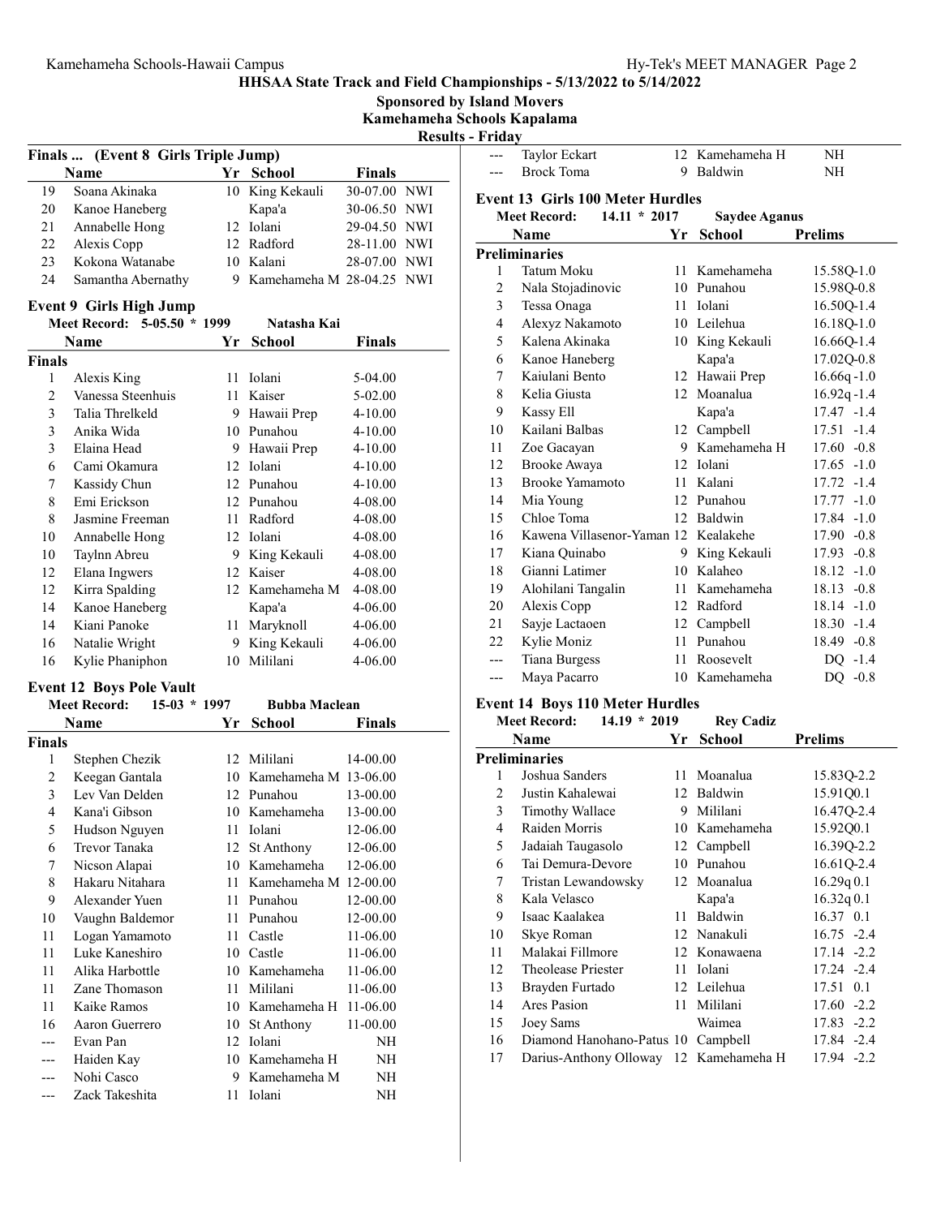# HHSAA State Track and Field Championships - 5/13/2022 to 5/14/2022

**Sponsored by Island Movers**

**Kamehameha Schools Kapalama**

**Results - Friday**

## Finals ... (Event 8 Girls Triple Jump)

| | Name | Yr | School | Finals | |
|---|---|---|---|---|---|
| 19 | Soana Akinaka | 10 | King Kekauli | 30-07.00 | NWI |
| 20 | Kanoe Haneberg | | Kapa'a | 30-06.50 | NWI |
| 21 | Annabelle Hong | 12 | Iolani | 29-04.50 | NWI |
| 22 | Alexis Copp | 12 | Radford | 28-11.00 | NWI |
| 23 | Kokona Watanabe | 10 | Kalani | 28-07.00 | NWI |
| 24 | Samantha Abernathy | 9 | Kamehameha M | 28-04.25 | NWI |

## Event 9 Girls High Jump

Meet Record: 5-05.50 * 1999 Natasha Kai

| | Name | Yr | School | Finals |
|---|---|---|---|---|
| **Finals** | | | | |
| 1 | Alexis King | 11 | Iolani | 5-04.00 |
| 2 | Vanessa Steenhuis | 11 | Kaiser | 5-02.00 |
| 3 | Talia Threlkeld | 9 | Hawaii Prep | 4-10.00 |
| 3 | Anika Wida | 10 | Punahou | 4-10.00 |
| 3 | Elaina Head | 9 | Hawaii Prep | 4-10.00 |
| 6 | Cami Okamura | 12 | Iolani | 4-10.00 |
| 7 | Kassidy Chun | 12 | Punahou | 4-10.00 |
| 8 | Emi Erickson | 12 | Punahou | 4-08.00 |
| 8 | Jasmine Freeman | 11 | Radford | 4-08.00 |
| 10 | Annabelle Hong | 12 | Iolani | 4-08.00 |
| 10 | Taylnn Abreu | 9 | King Kekauli | 4-08.00 |
| 12 | Elana Ingwers | 12 | Kaiser | 4-08.00 |
| 12 | Kirra Spalding | 12 | Kamehameha M | 4-08.00 |
| 14 | Kanoe Haneberg | | Kapa'a | 4-06.00 |
| 14 | Kiani Panoke | 11 | Maryknoll | 4-06.00 |
| 16 | Natalie Wright | 9 | King Kekauli | 4-06.00 |
| 16 | Kylie Phaniphon | 10 | Mililani | 4-06.00 |

## Event 12 Boys Pole Vault

Meet Record: 15-03 * 1997 Bubba Maclean

| | Name | Yr | School | Finals |
|---|---|---|---|---|
| **Finals** | | | | |
| 1 | Stephen Chezik | 12 | Mililani | 14-00.00 |
| 2 | Keegan Gantala | 10 | Kamehameha M | 13-06.00 |
| 3 | Lev Van Delden | 12 | Punahou | 13-00.00 |
| 4 | Kana'i Gibson | 10 | Kamehameha | 13-00.00 |
| 5 | Hudson Nguyen | 11 | Iolani | 12-06.00 |
| 6 | Trevor Tanaka | 12 | St Anthony | 12-06.00 |
| 7 | Nicson Alapai | 10 | Kamehameha | 12-06.00 |
| 8 | Hakaru Nitahara | 11 | Kamehameha M | 12-00.00 |
| 9 | Alexander Yuen | 11 | Punahou | 12-00.00 |
| 10 | Vaughn Baldemor | 11 | Punahou | 12-00.00 |
| 11 | Logan Yamamoto | 11 | Castle | 11-06.00 |
| 11 | Luke Kaneshiro | 10 | Castle | 11-06.00 |
| 11 | Alika Harbottle | 10 | Kamehameha | 11-06.00 |
| 11 | Zane Thomason | 11 | Mililani | 11-06.00 |
| 11 | Kaike Ramos | 10 | Kamehameha H | 11-06.00 |
| 16 | Aaron Guerrero | 10 | St Anthony | 11-00.00 |
| --- | Evan Pan | 12 | Iolani | NH |
| --- | Haiden Kay | 10 | Kamehameha H | NH |
| --- | Nohi Casco | 9 | Kamehameha M | NH |
| --- | Zack Takeshita | 11 | Iolani | NH |
| --- | Taylor Eckart | 12 | Kamehameha H | NH |
| --- | Brock Toma | 9 | Baldwin | NH |

## Event 13 Girls 100 Meter Hurdles

Meet Record: 14.11 * 2017 Saydee Aganus

| | Name | Yr | School | Prelims | |
|---|---|---|---|---|---|
| **Preliminaries** | | | | | |
| 1 | Tatum Moku | 11 | Kamehameha | 15.58Q | -1.0 |
| 2 | Nala Stojadinovic | 10 | Punahou | 15.98Q | -0.8 |
| 3 | Tessa Onaga | 11 | Iolani | 16.50Q | -1.4 |
| 4 | Alexyz Nakamoto | 10 | Leilehua | 16.18Q | -1.0 |
| 5 | Kalena Akinaka | 10 | King Kekauli | 16.66Q | -1.4 |
| 6 | Kanoe Haneberg | | Kapa'a | 17.02Q | -0.8 |
| 7 | Kaiulani Bento | 12 | Hawaii Prep | 16.66q | -1.0 |
| 8 | Kelia Giusta | 12 | Moanalua | 16.92q | -1.4 |
| 9 | Kassy Ell | | Kapa'a | 17.47 | -1.4 |
| 10 | Kailani Balbas | 12 | Campbell | 17.51 | -1.4 |
| 11 | Zoe Gacayan | 9 | Kamehameha H | 17.60 | -0.8 |
| 12 | Brooke Awaya | 12 | Iolani | 17.65 | -1.0 |
| 13 | Brooke Yamamoto | 11 | Kalani | 17.72 | -1.4 |
| 14 | Mia Young | 12 | Punahou | 17.77 | -1.0 |
| 15 | Chloe Toma | 12 | Baldwin | 17.84 | -1.0 |
| 16 | Kawena Villasenor-Yaman | 12 | Kealakehe | 17.90 | -0.8 |
| 17 | Kiana Quinabo | 9 | King Kekauli | 17.93 | -0.8 |
| 18 | Gianni Latimer | 10 | Kalaheo | 18.12 | -1.0 |
| 19 | Alohilani Tangalin | 11 | Kamehameha | 18.13 | -0.8 |
| 20 | Alexis Copp | 12 | Radford | 18.14 | -1.0 |
| 21 | Sayje Lactaoen | 12 | Campbell | 18.30 | -1.4 |
| 22 | Kylie Moniz | 11 | Punahou | 18.49 | -0.8 |
| --- | Tiana Burgess | 11 | Roosevelt | DQ | -1.4 |
| --- | Maya Pacarro | 10 | Kamehameha | DQ | -0.8 |

## Event 14 Boys 110 Meter Hurdles

Meet Record: 14.19 * 2019 Rey Cadiz

| | Name | Yr | School | Prelims | |
|---|---|---|---|---|---|
| **Preliminaries** | | | | | |
| 1 | Joshua Sanders | 11 | Moanalua | 15.83Q | -2.2 |
| 2 | Justin Kahalewai | 12 | Baldwin | 15.91Q | 0.1 |
| 3 | Timothy Wallace | 9 | Mililani | 16.47Q | -2.4 |
| 4 | Raiden Morris | 10 | Kamehameha | 15.92Q | 0.1 |
| 5 | Jadaiah Taugasolo | 12 | Campbell | 16.39Q | -2.2 |
| 6 | Tai Demura-Devore | 10 | Punahou | 16.61Q | -2.4 |
| 7 | Tristan Lewandowsky | 12 | Moanalua | 16.29q | 0.1 |
| 8 | Kala Velasco | | Kapa'a | 16.32q | 0.1 |
| 9 | Isaac Kaalakea | 11 | Baldwin | 16.37 | 0.1 |
| 10 | Skye Roman | 12 | Nanakuli | 16.75 | -2.4 |
| 11 | Malakai Fillmore | 12 | Konawaena | 17.14 | -2.2 |
| 12 | Theolease Priester | 11 | Iolani | 17.24 | -2.4 |
| 13 | Brayden Furtado | 12 | Leilehua | 17.51 | 0.1 |
| 14 | Ares Pasion | 11 | Mililani | 17.60 | -2.2 |
| 15 | Joey Sams | | Waimea | 17.83 | -2.2 |
| 16 | Diamond Hanohano-Patus | 10 | Campbell | 17.84 | -2.4 |
| 17 | Darius-Anthony Olloway | 12 | Kamehameha H | 17.94 | -2.2 |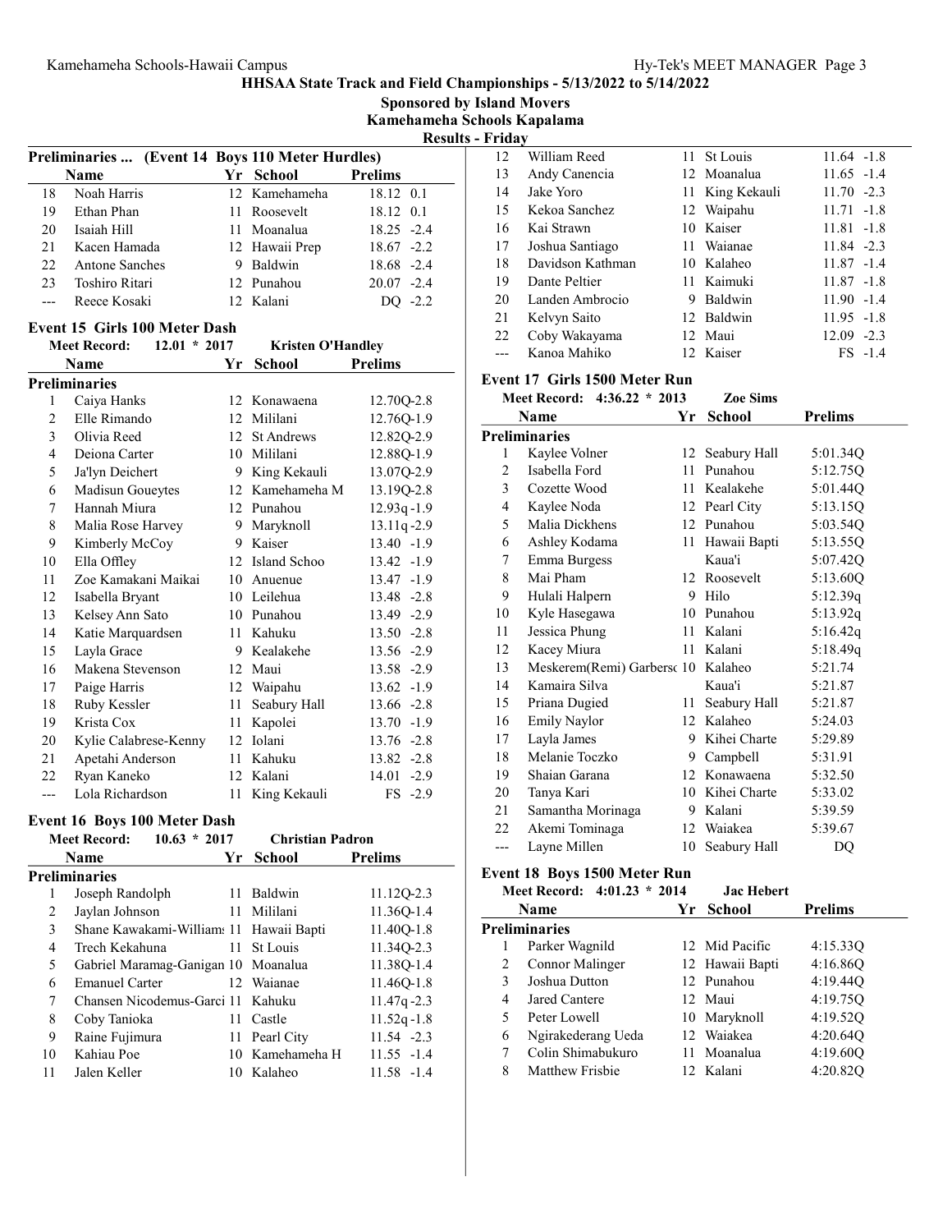## HHSAA State Track and Field Championships - 5/13/2022 to 5/14/2022

**Sponsored by Island Movers**

**Kamehameha Schools Kapalama**

**Results - Friday**

### Preliminaries ... (Event 14 Boys 110 Meter Hurdles)

| | Name | Yr | School | Prelims |
|---|---|---|---|---|
| 18 | Noah Harris | 12 | Kamehameha | 18.12 0.1 |
| 19 | Ethan Phan | 11 | Roosevelt | 18.12 0.1 |
| 20 | Isaiah Hill | 11 | Moanalua | 18.25 -2.4 |
| 21 | Kacen Hamada | 12 | Hawaii Prep | 18.67 -2.2 |
| 22 | Antone Sanches | 9 | Baldwin | 18.68 -2.4 |
| 23 | Toshiro Ritari | 12 | Punahou | 20.07 -2.4 |
| --- | Reece Kosaki | 12 | Kalani | DQ -2.2 |

### Event 15 Girls 100 Meter Dash

Meet Record: 12.01 * 2017 Kristen O'Handley

| | Name | Yr | School | Prelims |
|---|---|---|---|---|
| **Preliminaries** | | | | |
| 1 | Caiya Hanks | 12 | Konawaena | 12.70Q-2.8 |
| 2 | Elle Rimando | 12 | Mililani | 12.76Q-1.9 |
| 3 | Olivia Reed | 12 | St Andrews | 12.82Q-2.9 |
| 4 | Deiona Carter | 10 | Mililani | 12.88Q-1.9 |
| 5 | Ja'lyn Deichert | 9 | King Kekauli | 13.07Q-2.9 |
| 6 | Madisun Goueytes | 12 | Kamehameha M | 13.19Q-2.8 |
| 7 | Hannah Miura | 12 | Punahou | 12.93q -1.9 |
| 8 | Malia Rose Harvey | 9 | Maryknoll | 13.11q -2.9 |
| 9 | Kimberly McCoy | 9 | Kaiser | 13.40 -1.9 |
| 10 | Ella Offley | 12 | Island Schoo | 13.42 -1.9 |
| 11 | Zoe Kamakani Maikai | 10 | Anuenue | 13.47 -1.9 |
| 12 | Isabella Bryant | 10 | Leilehua | 13.48 -2.8 |
| 13 | Kelsey Ann Sato | 10 | Punahou | 13.49 -2.9 |
| 14 | Katie Marquardsen | 11 | Kahuku | 13.50 -2.8 |
| 15 | Layla Grace | 9 | Kealakehe | 13.56 -2.9 |
| 16 | Makena Stevenson | 12 | Maui | 13.58 -2.9 |
| 17 | Paige Harris | 12 | Waipahu | 13.62 -1.9 |
| 18 | Ruby Kessler | 11 | Seabury Hall | 13.66 -2.8 |
| 19 | Krista Cox | 11 | Kapolei | 13.70 -1.9 |
| 20 | Kylie Calabrese-Kenny | 12 | Iolani | 13.76 -2.8 |
| 21 | Apetahi Anderson | 11 | Kahuku | 13.82 -2.8 |
| 22 | Ryan Kaneko | 12 | Kalani | 14.01 -2.9 |
| --- | Lola Richardson | 11 | King Kekauli | FS -2.9 |

### Event 16 Boys 100 Meter Dash

Meet Record: 10.63 * 2017 Christian Padron

| | Name | Yr | School | Prelims |
|---|---|---|---|---|
| **Preliminaries** | | | | |
| 1 | Joseph Randolph | 11 | Baldwin | 11.12Q-2.3 |
| 2 | Jaylan Johnson | 11 | Mililani | 11.36Q-1.4 |
| 3 | Shane Kawakami-William | 11 | Hawaii Bapti | 11.40Q-1.8 |
| 4 | Trech Kekahuna | 11 | St Louis | 11.34Q-2.3 |
| 5 | Gabriel Maramag-Ganigan | 10 | Moanalua | 11.38Q-1.4 |
| 6 | Emanuel Carter | 12 | Waianae | 11.46Q-1.8 |
| 7 | Chansen Nicodemus-Garci | 11 | Kahuku | 11.47q -2.3 |
| 8 | Coby Tanioka | 11 | Castle | 11.52q -1.8 |
| 9 | Raine Fujimura | 11 | Pearl City | 11.54 -2.3 |
| 10 | Kahiau Poe | 10 | Kamehameha H | 11.55 -1.4 |
| 11 | Jalen Keller | 10 | Kalaheo | 11.58 -1.4 |
| 12 | William Reed | 11 | St Louis | 11.64 -1.8 |
| 13 | Andy Canencia | 12 | Moanalua | 11.65 -1.4 |
| 14 | Jake Yoro | 11 | King Kekauli | 11.70 -2.3 |
| 15 | Kekoa Sanchez | 12 | Waipahu | 11.71 -1.8 |
| 16 | Kai Strawn | 10 | Kaiser | 11.81 -1.8 |
| 17 | Joshua Santiago | 11 | Waianae | 11.84 -2.3 |
| 18 | Davidson Kathman | 10 | Kalaheo | 11.87 -1.4 |
| 19 | Dante Peltier | 11 | Kaimuki | 11.87 -1.8 |
| 20 | Landen Ambrocio | 9 | Baldwin | 11.90 -1.4 |
| 21 | Kelvyn Saito | 12 | Baldwin | 11.95 -1.8 |
| 22 | Coby Wakayama | 12 | Maui | 12.09 -2.3 |
| --- | Kanoa Mahiko | 12 | Kaiser | FS -1.4 |

### Event 17 Girls 1500 Meter Run

Meet Record: 4:36.22 * 2013 Zoe Sims

| | Name | Yr | School | Prelims |
|---|---|---|---|---|
| **Preliminaries** | | | | |
| 1 | Kaylee Volner | 12 | Seabury Hall | 5:01.34Q |
| 2 | Isabella Ford | 11 | Punahou | 5:12.75Q |
| 3 | Cozette Wood | 11 | Kealakehe | 5:01.44Q |
| 4 | Kaylee Noda | 12 | Pearl City | 5:13.15Q |
| 5 | Malia Dickhens | 12 | Punahou | 5:03.54Q |
| 6 | Ashley Kodama | 11 | Hawaii Bapti | 5:13.55Q |
| 7 | Emma Burgess | | Kaua'i | 5:07.42Q |
| 8 | Mai Pham | 12 | Roosevelt | 5:13.60Q |
| 9 | Hulali Halpern | 9 | Hilo | 5:12.39q |
| 10 | Kyle Hasegawa | 10 | Punahou | 5:13.92q |
| 11 | Jessica Phung | 11 | Kalani | 5:16.42q |
| 12 | Kacey Miura | 11 | Kalani | 5:18.49q |
| 13 | Meskerem(Remi) Garbers | 10 | Kalaheo | 5:21.74 |
| 14 | Kamaira Silva | | Kaua'i | 5:21.87 |
| 15 | Priana Dugied | 11 | Seabury Hall | 5:21.87 |
| 16 | Emily Naylor | 12 | Kalaheo | 5:24.03 |
| 17 | Layla James | 9 | Kihei Charte | 5:29.89 |
| 18 | Melanie Toczko | 9 | Campbell | 5:31.91 |
| 19 | Shaian Garana | 12 | Konawaena | 5:32.50 |
| 20 | Tanya Kari | 10 | Kihei Charte | 5:33.02 |
| 21 | Samantha Morinaga | 9 | Kalani | 5:39.59 |
| 22 | Akemi Tominaga | 12 | Waiakea | 5:39.67 |
| --- | Layne Millen | 10 | Seabury Hall | DQ |

### Event 18 Boys 1500 Meter Run

Meet Record: 4:01.23 * 2014 Jac Hebert

| | Name | Yr | School | Prelims |
|---|---|---|---|---|
| **Preliminaries** | | | | |
| 1 | Parker Wagnild | 12 | Mid Pacific | 4:15.33Q |
| 2 | Connor Malinger | 12 | Hawaii Bapti | 4:16.86Q |
| 3 | Joshua Dutton | 12 | Punahou | 4:19.44Q |
| 4 | Jared Cantere | 12 | Maui | 4:19.75Q |
| 5 | Peter Lowell | 10 | Maryknoll | 4:19.52Q |
| 6 | Ngirakederang Ueda | 12 | Waiakea | 4:20.64Q |
| 7 | Colin Shimabukuro | 11 | Moanalua | 4:19.60Q |
| 8 | Matthew Frisbie | 12 | Kalani | 4:20.82Q |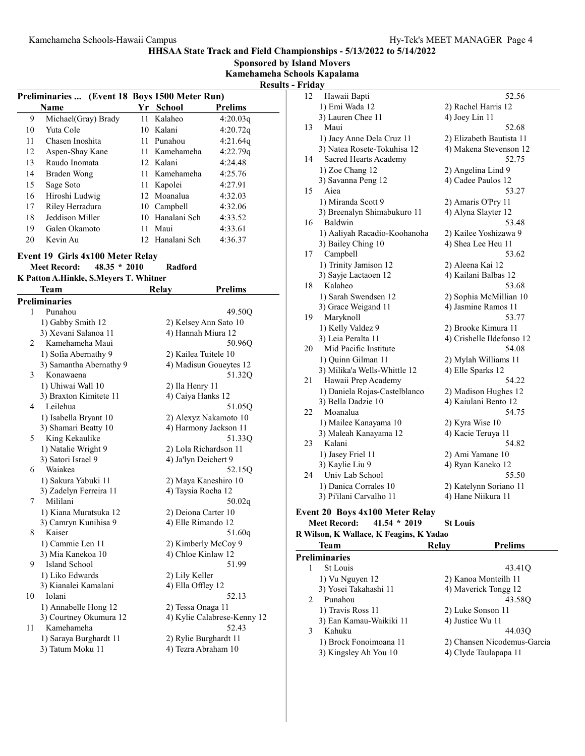## HHSAA State Track and Field Championships - 5/13/2022 to 5/14/2022

**Sponsored by Island Movers**

**Kamehameha Schools Kapalama**

**Results - Friday**

### Preliminaries ... (Event 18 Boys 1500 Meter Run)

| | Name | Yr | School | Prelims |
|---|---|---|---|---|
| 9 | Michael(Gray) Brady | 11 | Kalaheo | 4:20.03q |
| 10 | Yuta Cole | 10 | Kalani | 4:20.72q |
| 11 | Chasen Inoshita | 11 | Punahou | 4:21.64q |
| 12 | Aspen-Shay Kane | 11 | Kamehameha | 4:22.79q |
| 13 | Raudo Inomata | 12 | Kalani | 4:24.48 |
| 14 | Braden Wong | 11 | Kamehameha | 4:25.76 |
| 15 | Sage Soto | 11 | Kapolei | 4:27.91 |
| 16 | Hiroshi Ludwig | 12 | Moanalua | 4:32.03 |
| 17 | Riley Herradura | 10 | Campbell | 4:32.06 |
| 18 | Jeddison Miller | 10 | Hanalani Sch | 4:33.52 |
| 19 | Galen Okamoto | 11 | Maui | 4:33.61 |
| 20 | Kevin Au | 12 | Hanalani Sch | 4:36.37 |

### Event 19 Girls 4x100 Meter Relay

**Meet Record:** 48.35 * 2010 **Radford**

**K Patton A.Hinkle, S.Meyers T. Whitner**

| | Team | Relay | Prelims |
|---|---|---|---|
| **Preliminaries** | | | |
| 1 | Punahou | | 49.50Q |
| | 1) Gabby Smith 12 | 2) Kelsey Ann Sato 10 | |
| | 3) Xevani Salanoa 11 | 4) Hannah Miura 12 | |
| 2 | Kamehameha Maui | | 50.96Q |
| | 1) Sofia Abernathy 9 | 2) Kailea Tuitele 10 | |
| | 3) Samantha Abernathy 9 | 4) Madisun Goueytes 12 | |
| 3 | Konawaena | | 51.32Q |
| | 1) Uhiwai Wall 10 | 2) Ila Henry 11 | |
| | 3) Braxton Kimitete 11 | 4) Caiya Hanks 12 | |
| 4 | Leilehua | | 51.05Q |
| | 1) Isabella Bryant 10 | 2) Alexyz Nakamoto 10 | |
| | 3) Shamari Beatty 10 | 4) Harmony Jackson 11 | |
| 5 | King Kekaulike | | 51.33Q |
| | 1) Natalie Wright 9 | 2) Lola Richardson 11 | |
| | 3) Satori Israel 9 | 4) Ja'lyn Deichert 9 | |
| 6 | Waiakea | | 52.15Q |
| | 1) Sakura Yabuki 11 | 2) Maya Kaneshiro 10 | |
| | 3) Zadelyn Ferreira 11 | 4) Taysia Rocha 12 | |
| 7 | Mililani | | 50.02q |
| | 1) Kiana Muratsuka 12 | 2) Deiona Carter 10 | |
| | 3) Camryn Kunihisa 9 | 4) Elle Rimando 12 | |
| 8 | Kaiser | | 51.60q |
| | 1) Cammie Len 11 | 2) Kimberly McCoy 9 | |
| | 3) Mia Kanekoa 10 | 4) Chloe Kinlaw 12 | |
| 9 | Island School | | 51.99 |
| | 1) Liko Edwards | 2) Lily Keller | |
| | 3) Kianalei Kamalani | 4) Ella Offley 12 | |
| 10 | Iolani | | 52.13 |
| | 1) Annabelle Hong 12 | 2) Tessa Onaga 11 | |
| | 3) Courtney Okumura 12 | 4) Kylie Calabrese-Kenny 12 | |
| 11 | Kamehameha | | 52.43 |
| | 1) Saraya Burghardt 11 | 2) Rylie Burghardt 11 | |
| | 3) Tatum Moku 11 | 4) Tezra Abraham 10 | |
| 12 | Hawaii Bapti | | 52.56 |
| | 1) Emi Wada 12 | 2) Rachel Harris 12 | |
| | 3) Lauren Chee 11 | 4) Joey Lin 11 | |
| 13 | Maui | | 52.68 |
| | 1) Jacy Anne Dela Cruz 11 | 2) Elizabeth Bautista 11 | |
| | 3) Natea Rosete-Tokuhisa 12 | 4) Makena Stevenson 12 | |
| 14 | Sacred Hearts Academy | | 52.75 |
| | 1) Zoe Chang 12 | 2) Angelina Lind 9 | |
| | 3) Savanna Peng 12 | 4) Cadee Paulos 12 | |
| 15 | Aiea | | 53.27 |
| | 1) Miranda Scott 9 | 2) Amaris O'Pry 11 | |
| | 3) Breenalyn Shimabukuro 11 | 4) Alyna Slayter 12 | |
| 16 | Baldwin | | 53.48 |
| | 1) Aaliyah Racadio-Koohanoha | 2) Kailee Yoshizawa 9 | |
| | 3) Bailey Ching 10 | 4) Shea Lee Heu 11 | |
| 17 | Campbell | | 53.62 |
| | 1) Trinity Jamison 12 | 2) Aleena Kai 12 | |
| | 3) Sayje Lactaoen 12 | 4) Kailani Balbas 12 | |
| 18 | Kalaheo | | 53.68 |
| | 1) Sarah Swendsen 12 | 2) Sophia McMillian 10 | |
| | 3) Grace Weigand 11 | 4) Jasmine Ramos 11 | |
| 19 | Maryknoll | | 53.77 |
| | 1) Kelly Valdez 9 | 2) Brooke Kimura 11 | |
| | 3) Leia Peralta 11 | 4) Crishelle Ildefonso 12 | |
| 20 | Mid Pacific Institute | | 54.08 |
| | 1) Quinn Gilman 11 | 2) Mylah Williams 11 | |
| | 3) Milika'a Wells-Whittle 12 | 4) Elle Sparks 12 | |
| 21 | Hawaii Prep Academy | | 54.22 |
| | 1) Daniela Rojas-Castelblanco | 2) Madison Hughes 12 | |
| | 3) Bella Dadzie 10 | 4) Kaiulani Bento 12 | |
| 22 | Moanalua | | 54.75 |
| | 1) Mailee Kanayama 10 | 2) Kyra Wise 10 | |
| | 3) Maleah Kanayama 12 | 4) Kacie Teruya 11 | |
| 23 | Kalani | | 54.82 |
| | 1) Jasey Friel 11 | 2) Ami Yamane 10 | |
| | 3) Kaylie Liu 9 | 4) Ryan Kaneko 12 | |
| 24 | Univ Lab School | | 55.50 |
| | 1) Danica Corrales 10 | 2) Katelynn Soriano 11 | |
| | 3) Pi'ilani Carvalho 11 | 4) Hane Niikura 11 | |

### Event 20 Boys 4x100 Meter Relay

**Meet Record:** 41.54 * 2019 **St Louis**

**R Wilson, K Wallace, K Feagins, K Yadao**

| | Team | Relay | Prelims |
|---|---|---|---|
| **Preliminaries** | | | |
| 1 | St Louis | | 43.41Q |
| | 1) Vu Nguyen 12 | 2) Kanoa Monteilh 11 | |
| | 3) Yosei Takahashi 11 | 4) Maverick Tongg 12 | |
| 2 | Punahou | | 43.58Q |
| | 1) Travis Ross 11 | 2) Luke Sonson 11 | |
| | 3) Ean Kamau-Waikiki 11 | 4) Justice Wu 11 | |
| 3 | Kahuku | | 44.03Q |
| | 1) Brock Fonoimoana 11 | 2) Chansen Nicodemus-Garcia | |
| | 3) Kingsley Ah You 10 | 4) Clyde Taulapapa 11 | |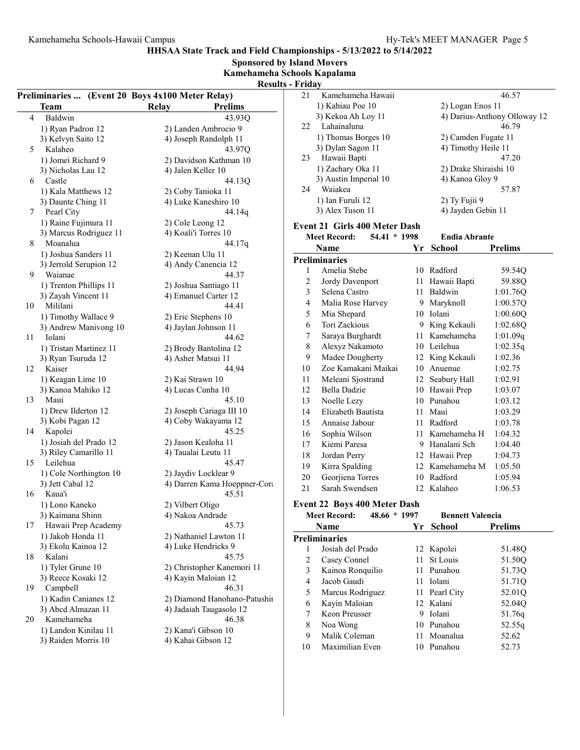HHSAA State Track and Field Championships - 5/13/2022 to 5/14/2022

Sponsored by Island Movers

Kamehameha Schools Kapalama

Results - Friday

### Preliminaries ... (Event 20 Boys 4x100 Meter Relay)

| | Team | Relay | Prelims |
|---|---|---|---|
| 4 | Baldwin | | 43.93Q |
| | 1) Ryan Padron 12 | 2) Landen Ambrocio 9 | |
| | 3) Kelvyn Saito 12 | 4) Joseph Randolph 11 | |
| 5 | Kalaheo | | 43.97Q |
| | 1) Jomei Richard 9 | 2) Davidson Kathman 10 | |
| | 3) Nicholas Lau 12 | 4) Jalen Keller 10 | |
| 6 | Castle | | 44.13Q |
| | 1) Kala Matthews 12 | 2) Coby Tanioka 11 | |
| | 3) Daunte Ching 11 | 4) Luke Kaneshiro 10 | |
| 7 | Pearl City | | 44.14q |
| | 1) Raine Fujimura 11 | 2) Cole Leong 12 | |
| | 3) Marcus Rodriguez 11 | 4) Koali'i Torres 10 | |
| 8 | Moanalua | | 44.17q |
| | 1) Joshua Sanders 11 | 2) Keenan Ulu 11 | |
| | 3) Jerrold Serupion 12 | 4) Andy Canencia 12 | |
| 9 | Waianae | | 44.37 |
| | 1) Trenton Phillips 11 | 2) Joshua Santiago 11 | |
| | 3) Zayah Vincent 11 | 4) Emanuel Carter 12 | |
| 10 | Mililani | | 44.41 |
| | 1) Timothy Wallace 9 | 2) Eric Stephens 10 | |
| | 3) Andrew Manivong 10 | 4) Jaylan Johnson 11 | |
| 11 | Iolani | | 44.62 |
| | 1) Tristan Martinez 11 | 2) Brody Bantolina 12 | |
| | 3) Ryan Tsuruda 12 | 4) Asher Matsui 11 | |
| 12 | Kaiser | | 44.94 |
| | 1) Keagan Lime 10 | 2) Kai Strawn 10 | |
| | 3) Kanoa Mahiko 12 | 4) Lucas Cunha 10 | |
| 13 | Maui | | 45.10 |
| | 1) Drew Ilderton 12 | 2) Joseph Cariaga III 10 | |
| | 3) Kobi Pagan 12 | 4) Coby Wakayama 12 | |
| 14 | Kapolei | | 45.25 |
| | 1) Josiah del Prado 12 | 2) Jason Kealoha 11 | |
| | 3) Riley Camarillo 11 | 4) Taualai Leutu 11 | |
| 15 | Leilehua | | 45.47 |
| | 1) Cole Northington 10 | 2) Jaydiv Locklear 9 | |
| | 3) Jett Cabal 12 | 4) Darren Kama Hoeppner-Cora | |
| 16 | Kaua'i | | 45.51 |
| | 1) Lono Kaneko | 2) Vilbert Oligo | |
| | 3) Kaimana Shinn | 4) Nakoa Andrade | |
| 17 | Hawaii Prep Academy | | 45.73 |
| | 1) Jakob Honda 11 | 2) Nathaniel Lawton 11 | |
| | 3) Ekolu Kainoa 12 | 4) Luke Hendricks 9 | |
| 18 | Kalani | | 45.75 |
| | 1) Tyler Grune 10 | 2) Christopher Kanemori 11 | |
| | 3) Reece Kosaki 12 | 4) Kayin Maloian 12 | |
| 19 | Campbell | | 46.31 |
| | 1) Kadin Canianes 12 | 2) Diamond Hanohano-Patushi | |
| | 3) Abcd Almazan 11 | 4) Jadaiah Taugasolo 12 | |
| 20 | Kamehameha | | 46.38 |
| | 1) Landon Kinilau 11 | 2) Kana'i Gibson 10 | |
| | 3) Raiden Morris 10 | 4) Kahai Gibson 12 | |
| 21 | Kamehameha Hawaii | | 46.57 |
| | 1) Kahiau Poe 10 | 2) Logan Enos 11 | |
| | 3) Kekoa Ah Loy 11 | 4) Darius-Anthony Olloway 12 | |
| 22 | Lahainaluna | | 46.79 |
| | 1) Thomas Borges 10 | 2) Camden Fugate 11 | |
| | 3) Dylan Sagon 11 | 4) Timothy Heile 11 | |
| 23 | Hawaii Bapti | | 47.20 |
| | 1) Zachary Oka 11 | 2) Drake Shiraishi 10 | |
| | 3) Austin Imperial 10 | 4) Kanoa Gloy 9 | |
| 24 | Waiakea | | 57.87 |
| | 1) Ian Furuli 12 | 2) Ty Fujii 9 | |
| | 3) Alex Tuson 11 | 4) Jayden Gebin 11 | |

### Event 21 Girls 400 Meter Dash

Meet Record: 54.41 * 1998 Endia Abrante

| | Name | Yr | School | Prelims |
|---|---|---|---|---|
| **Preliminaries** | | | | |
| 1 | Amelia Stebe | 10 | Radford | 59.54Q |
| 2 | Jordy Davenport | 11 | Hawaii Bapti | 59.88Q |
| 3 | Selena Castro | 11 | Baldwin | 1:01.76Q |
| 4 | Malia Rose Harvey | 9 | Maryknoll | 1:00.57Q |
| 5 | Mia Shepard | 10 | Iolani | 1:00.60Q |
| 6 | Tori Zackious | 9 | King Kekauli | 1:02.68Q |
| 7 | Saraya Burghardt | 11 | Kamehameha | 1:01.09q |
| 8 | Alexyz Nakamoto | 10 | Leilehua | 1:02.35q |
| 9 | Madee Dougherty | 12 | King Kekauli | 1:02.36 |
| 10 | Zoe Kamakani Maikai | 10 | Anuenue | 1:02.75 |
| 11 | Meleani Sjostrand | 12 | Seabury Hall | 1:02.91 |
| 12 | Bella Dadzie | 10 | Hawaii Prep | 1:03.07 |
| 13 | Noelle Lezy | 10 | Punahou | 1:03.12 |
| 14 | Elizabeth Bautista | 11 | Maui | 1:03.29 |
| 15 | Annaise Jabour | 11 | Radford | 1:03.78 |
| 16 | Sophia Wilson | 11 | Kamehameha H | 1:04.32 |
| 17 | Kiemi Paresa | 9 | Hanalani Sch | 1:04.40 |
| 18 | Jordan Perry | 12 | Hawaii Prep | 1:04.73 |
| 19 | Kirra Spalding | 12 | Kamehameha M | 1:05.50 |
| 20 | Georjiena Torres | 10 | Radford | 1:05.94 |
| 21 | Sarah Swendsen | 12 | Kalaheo | 1:06.53 |

### Event 22 Boys 400 Meter Dash

Meet Record: 48.66 * 1997 Bennett Valencia

| | Name | Yr | School | Prelims |
|---|---|---|---|---|
| **Preliminaries** | | | | |
| 1 | Josiah del Prado | 12 | Kapolei | 51.48Q |
| 2 | Casey Connel | 11 | St Louis | 51.50Q |
| 3 | Kainoa Ronquilio | 11 | Punahou | 51.73Q |
| 4 | Jacob Gaudi | 11 | Iolani | 51.71Q |
| 5 | Marcus Rodriguez | 11 | Pearl City | 52.01Q |
| 6 | Kayin Maloian | 12 | Kalani | 52.04Q |
| 7 | Keon Preusser | 9 | Iolani | 51.76q |
| 8 | Noa Wong | 10 | Punahou | 52.55q |
| 9 | Malik Coleman | 11 | Moanalua | 52.62 |
| 10 | Maximilian Even | 10 | Punahou | 52.73 |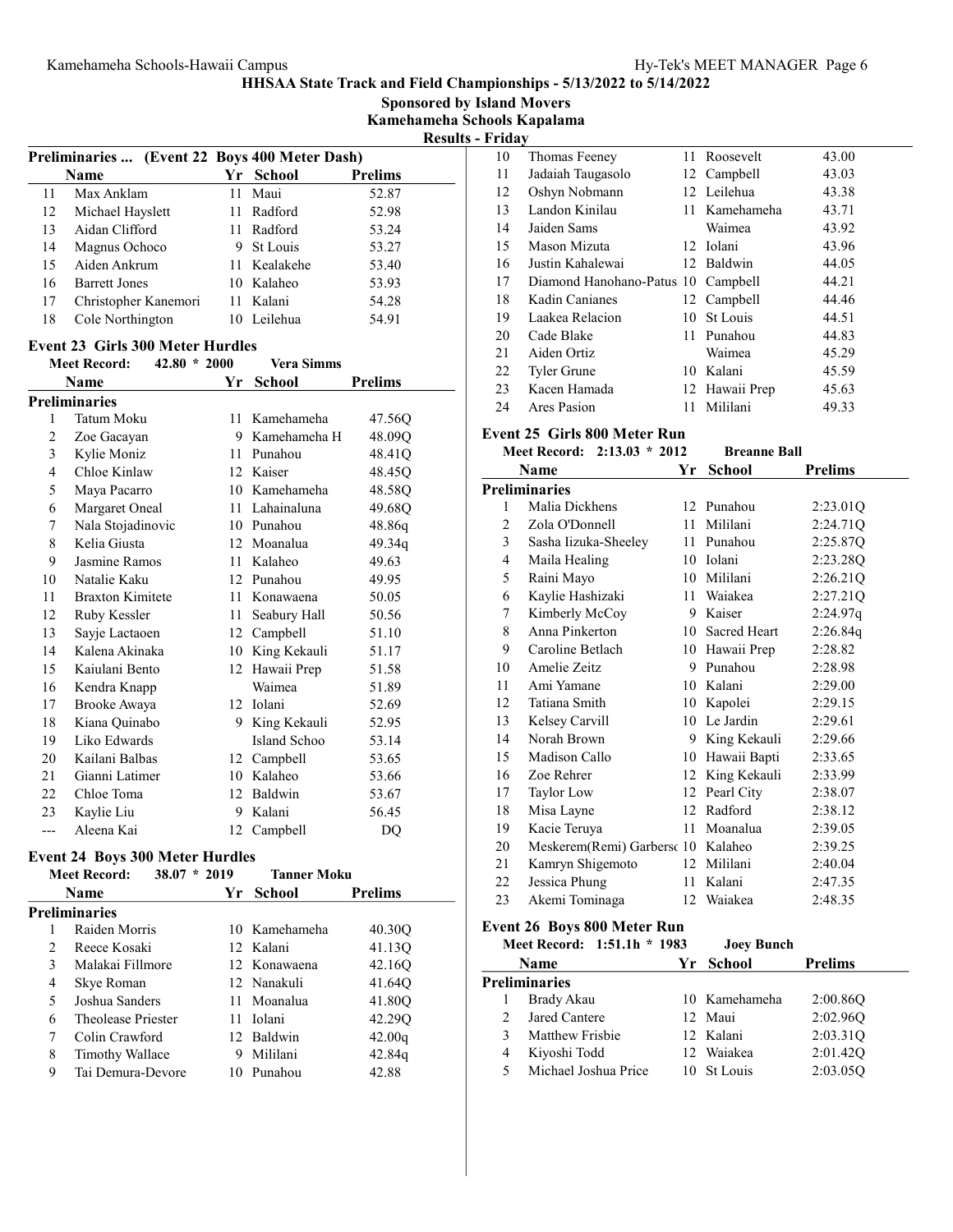HHSAA State Track and Field Championships - 5/13/2022 to 5/14/2022

Sponsored by Island Movers

Kamehameha Schools Kapalama

Results - Friday

### Preliminaries ... (Event 22 Boys 400 Meter Dash)

| | Name | Yr | School | Prelims |
|---|---|---|---|---|
| 11 | Max Anklam | 11 | Maui | 52.87 |
| 12 | Michael Hayslett | 11 | Radford | 52.98 |
| 13 | Aidan Clifford | 11 | Radford | 53.24 |
| 14 | Magnus Ochoco | 9 | St Louis | 53.27 |
| 15 | Aiden Ankrum | 11 | Kealakehe | 53.40 |
| 16 | Barrett Jones | 10 | Kalaheo | 53.93 |
| 17 | Christopher Kanemori | 11 | Kalani | 54.28 |
| 18 | Cole Northington | 10 | Leilehua | 54.91 |

### Event 23 Girls 300 Meter Hurdles

Meet Record: 42.80 * 2000 Vera Simms

| | Name | Yr | School | Prelims |
|---|---|---|---|---|
| **Preliminaries** | | | | |
| 1 | Tatum Moku | 11 | Kamehameha | 47.56Q |
| 2 | Zoe Gacayan | 9 | Kamehameha H | 48.09Q |
| 3 | Kylie Moniz | 11 | Punahou | 48.41Q |
| 4 | Chloe Kinlaw | 12 | Kaiser | 48.45Q |
| 5 | Maya Pacarro | 10 | Kamehameha | 48.58Q |
| 6 | Margaret Oneal | 11 | Lahainaluna | 49.68Q |
| 7 | Nala Stojadinovic | 10 | Punahou | 48.86q |
| 8 | Kelia Giusta | 12 | Moanalua | 49.34q |
| 9 | Jasmine Ramos | 11 | Kalaheo | 49.63 |
| 10 | Natalie Kaku | 12 | Punahou | 49.95 |
| 11 | Braxton Kimitete | 11 | Konawaena | 50.05 |
| 12 | Ruby Kessler | 11 | Seabury Hall | 50.56 |
| 13 | Sayje Lactaoen | 12 | Campbell | 51.10 |
| 14 | Kalena Akinaka | 10 | King Kekauli | 51.17 |
| 15 | Kaiulani Bento | 12 | Hawaii Prep | 51.58 |
| 16 | Kendra Knapp | | Waimea | 51.89 |
| 17 | Brooke Awaya | 12 | Iolani | 52.69 |
| 18 | Kiana Quinabo | 9 | King Kekauli | 52.95 |
| 19 | Liko Edwards | | Island Schoo | 53.14 |
| 20 | Kailani Balbas | 12 | Campbell | 53.65 |
| 21 | Gianni Latimer | 10 | Kalaheo | 53.66 |
| 22 | Chloe Toma | 12 | Baldwin | 53.67 |
| 23 | Kaylie Liu | 9 | Kalani | 56.45 |
| --- | Aleena Kai | 12 | Campbell | DQ |

### Event 24 Boys 300 Meter Hurdles

Meet Record: 38.07 * 2019 Tanner Moku

| | Name | Yr | School | Prelims |
|---|---|---|---|---|
| **Preliminaries** | | | | |
| 1 | Raiden Morris | 10 | Kamehameha | 40.30Q |
| 2 | Reece Kosaki | 12 | Kalani | 41.13Q |
| 3 | Malakai Fillmore | 12 | Konawaena | 42.16Q |
| 4 | Skye Roman | 12 | Nanakuli | 41.64Q |
| 5 | Joshua Sanders | 11 | Moanalua | 41.80Q |
| 6 | Theolease Priester | 11 | Iolani | 42.29Q |
| 7 | Colin Crawford | 12 | Baldwin | 42.00q |
| 8 | Timothy Wallace | 9 | Mililani | 42.84q |
| 9 | Tai Demura-Devore | 10 | Punahou | 42.88 |
| 10 | Thomas Feeney | 11 | Roosevelt | 43.00 |
| 11 | Jadaiah Taugasolo | 12 | Campbell | 43.03 |
| 12 | Oshyn Nobmann | 12 | Leilehua | 43.38 |
| 13 | Landon Kinilau | 11 | Kamehameha | 43.71 |
| 14 | Jaiden Sams | | Waimea | 43.92 |
| 15 | Mason Mizuta | 12 | Iolani | 43.96 |
| 16 | Justin Kahalewai | 12 | Baldwin | 44.05 |
| 17 | Diamond Hanohano-Patus | 10 | Campbell | 44.21 |
| 18 | Kadin Canianes | 12 | Campbell | 44.46 |
| 19 | Laakea Relacion | 10 | St Louis | 44.51 |
| 20 | Cade Blake | 11 | Punahou | 44.83 |
| 21 | Aiden Ortiz | | Waimea | 45.29 |
| 22 | Tyler Grune | 10 | Kalani | 45.59 |
| 23 | Kacen Hamada | 12 | Hawaii Prep | 45.63 |
| 24 | Ares Pasion | 11 | Mililani | 49.33 |

### Event 25 Girls 800 Meter Run

Meet Record: 2:13.03 * 2012 Breanne Ball

| | Name | Yr | School | Prelims |
|---|---|---|---|---|
| **Preliminaries** | | | | |
| 1 | Malia Dickhens | 12 | Punahou | 2:23.01Q |
| 2 | Zola O'Donnell | 11 | Mililani | 2:24.71Q |
| 3 | Sasha Iizuka-Sheeley | 11 | Punahou | 2:25.87Q |
| 4 | Maila Healing | 10 | Iolani | 2:23.28Q |
| 5 | Raini Mayo | 10 | Mililani | 2:26.21Q |
| 6 | Kaylie Hashizaki | 11 | Waiakea | 2:27.21Q |
| 7 | Kimberly McCoy | 9 | Kaiser | 2:24.97q |
| 8 | Anna Pinkerton | 10 | Sacred Heart | 2:26.84q |
| 9 | Caroline Betlach | 10 | Hawaii Prep | 2:28.82 |
| 10 | Amelie Zeitz | 9 | Punahou | 2:28.98 |
| 11 | Ami Yamane | 10 | Kalani | 2:29.00 |
| 12 | Tatiana Smith | 10 | Kapolei | 2:29.15 |
| 13 | Kelsey Carvill | 10 | Le Jardin | 2:29.61 |
| 14 | Norah Brown | 9 | King Kekauli | 2:29.66 |
| 15 | Madison Callo | 10 | Hawaii Bapti | 2:33.65 |
| 16 | Zoe Rehrer | 12 | King Kekauli | 2:33.99 |
| 17 | Taylor Low | 12 | Pearl City | 2:38.07 |
| 18 | Misa Layne | 12 | Radford | 2:38.12 |
| 19 | Kacie Teruya | 11 | Moanalua | 2:39.05 |
| 20 | Meskerem(Remi) Garbersc | 10 | Kalaheo | 2:39.25 |
| 21 | Kamryn Shigemoto | 12 | Mililani | 2:40.04 |
| 22 | Jessica Phung | 11 | Kalani | 2:47.35 |
| 23 | Akemi Tominaga | 12 | Waiakea | 2:48.35 |

### Event 26 Boys 800 Meter Run

Meet Record: 1:51.1h * 1983 Joey Bunch

| | Name | Yr | School | Prelims |
|---|---|---|---|---|
| **Preliminaries** | | | | |
| 1 | Brady Akau | 10 | Kamehameha | 2:00.86Q |
| 2 | Jared Cantere | 12 | Maui | 2:02.96Q |
| 3 | Matthew Frisbie | 12 | Kalani | 2:03.31Q |
| 4 | Kiyoshi Todd | 12 | Waiakea | 2:01.42Q |
| 5 | Michael Joshua Price | 10 | St Louis | 2:03.05Q |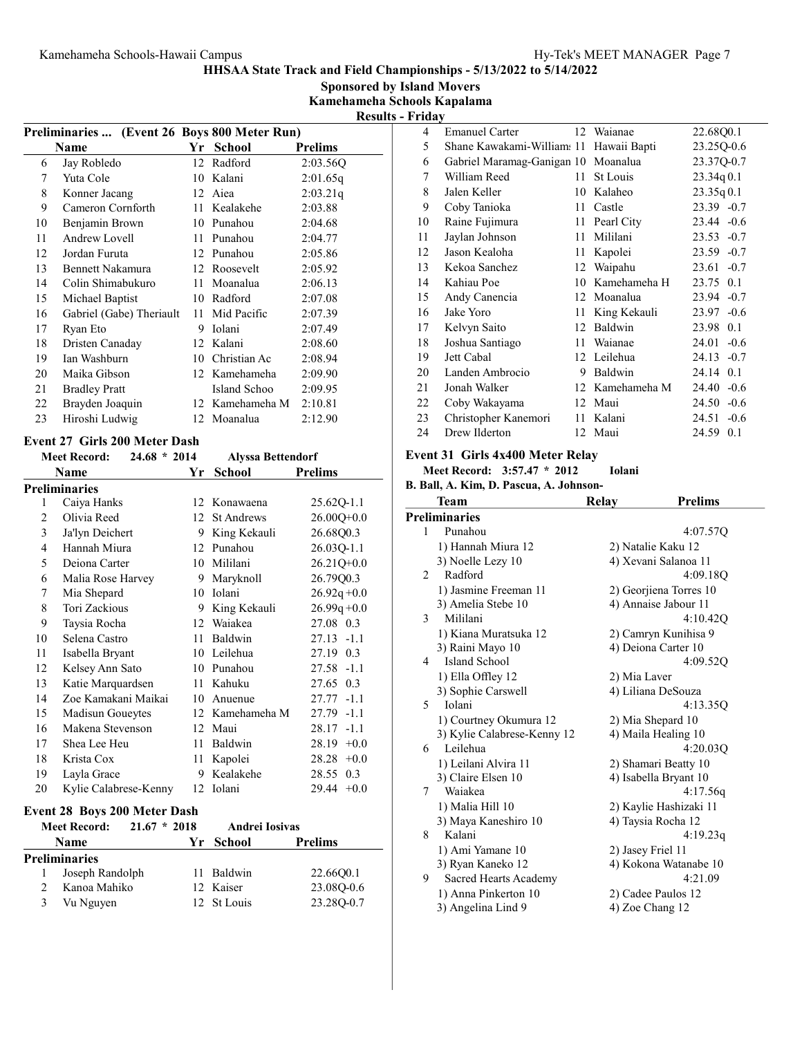# HHSAA State Track and Field Championships - 5/13/2022 to 5/14/2022

**Sponsored by Island Movers**

**Kamehameha Schools Kapalama**

**Results - Friday**

## Preliminaries ... (Event 26 Boys 800 Meter Run)

| | Name | Yr | School | Prelims |
|---|---|---|---|---|
| 6 | Jay Robledo | 12 | Radford | 2:03.56Q |
| 7 | Yuta Cole | 10 | Kalani | 2:01.65q |
| 8 | Konner Jacang | 12 | Aiea | 2:03.21q |
| 9 | Cameron Cornforth | 11 | Kealakehe | 2:03.88 |
| 10 | Benjamin Brown | 10 | Punahou | 2:04.68 |
| 11 | Andrew Lovell | 11 | Punahou | 2:04.77 |
| 12 | Jordan Furuta | 12 | Punahou | 2:05.86 |
| 13 | Bennett Nakamura | 12 | Roosevelt | 2:05.92 |
| 14 | Colin Shimabukuro | 11 | Moanalua | 2:06.13 |
| 15 | Michael Baptist | 10 | Radford | 2:07.08 |
| 16 | Gabriel (Gabe) Theriault | 11 | Mid Pacific | 2:07.39 |
| 17 | Ryan Eto | 9 | Iolani | 2:07.49 |
| 18 | Dristen Canaday | 12 | Kalani | 2:08.60 |
| 19 | Ian Washburn | 10 | Christian Ac | 2:08.94 |
| 20 | Maika Gibson | 12 | Kamehameha | 2:09.90 |
| 21 | Bradley Pratt | | Island Schoo | 2:09.95 |
| 22 | Brayden Joaquin | 12 | Kamehameha M | 2:10.81 |
| 23 | Hiroshi Ludwig | 12 | Moanalua | 2:12.90 |

## Event 27 Girls 200 Meter Dash

**Meet Record: 24.68 * 2014 Alyssa Bettendorf**

| | Name | Yr | School | Prelims | Wind |
|---|---|---|---|---|---|
| **Preliminaries** | | | | | |
| 1 | Caiya Hanks | 12 | Konawaena | 25.62Q | -1.1 |
| 2 | Olivia Reed | 12 | St Andrews | 26.00Q | +0.0 |
| 3 | Ja'lyn Deichert | 9 | King Kekauli | 26.68Q | 0.3 |
| 4 | Hannah Miura | 12 | Punahou | 26.03Q | -1.1 |
| 5 | Deiona Carter | 10 | Mililani | 26.21Q | +0.0 |
| 6 | Malia Rose Harvey | 9 | Maryknoll | 26.79Q | 0.3 |
| 7 | Mia Shepard | 10 | Iolani | 26.92q | +0.0 |
| 8 | Tori Zackious | 9 | King Kekauli | 26.99q | +0.0 |
| 9 | Taysia Rocha | 12 | Waiakea | 27.08 | 0.3 |
| 10 | Selena Castro | 11 | Baldwin | 27.13 | -1.1 |
| 11 | Isabella Bryant | 10 | Leilehua | 27.19 | 0.3 |
| 12 | Kelsey Ann Sato | 10 | Punahou | 27.58 | -1.1 |
| 13 | Katie Marquardsen | 11 | Kahuku | 27.65 | 0.3 |
| 14 | Zoe Kamakani Maikai | 10 | Anuenue | 27.77 | -1.1 |
| 15 | Madisun Goueytes | 12 | Kamehameha M | 27.79 | -1.1 |
| 16 | Makena Stevenson | 12 | Maui | 28.17 | -1.1 |
| 17 | Shea Lee Heu | 11 | Baldwin | 28.19 | +0.0 |
| 18 | Krista Cox | 11 | Kapolei | 28.28 | +0.0 |
| 19 | Layla Grace | 9 | Kealakehe | 28.55 | 0.3 |
| 20 | Kylie Calabrese-Kenny | 12 | Iolani | 29.44 | +0.0 |

## Event 28 Boys 200 Meter Dash

**Meet Record: 21.67 * 2018 Andrei Iosivas**

| | Name | Yr | School | Prelims | Wind |
|---|---|---|---|---|---|
| **Preliminaries** | | | | | |
| 1 | Joseph Randolph | 11 | Baldwin | 22.66Q | 0.1 |
| 2 | Kanoa Mahiko | 12 | Kaiser | 23.08Q | -0.6 |
| 3 | Vu Nguyen | 12 | St Louis | 23.28Q | -0.7 |
| 4 | Emanuel Carter | 12 | Waianae | 22.68Q | 0.1 |
| 5 | Shane Kawakami-William: | 11 | Hawaii Bapti | 23.25Q | -0.6 |
| 6 | Gabriel Maramag-Ganigan | 10 | Moanalua | 23.37Q | -0.7 |
| 7 | William Reed | 11 | St Louis | 23.34q | 0.1 |
| 8 | Jalen Keller | 10 | Kalaheo | 23.35q | 0.1 |
| 9 | Coby Tanioka | 11 | Castle | 23.39 | -0.7 |
| 10 | Raine Fujimura | 11 | Pearl City | 23.44 | -0.6 |
| 11 | Jaylan Johnson | 11 | Mililani | 23.53 | -0.7 |
| 12 | Jason Kealoha | 11 | Kapolei | 23.59 | -0.7 |
| 13 | Kekoa Sanchez | 12 | Waipahu | 23.61 | -0.7 |
| 14 | Kahiau Poe | 10 | Kamehameha H | 23.75 | 0.1 |
| 15 | Andy Canencia | 12 | Moanalua | 23.94 | -0.7 |
| 16 | Jake Yoro | 11 | King Kekauli | 23.97 | -0.6 |
| 17 | Kelvyn Saito | 12 | Baldwin | 23.98 | 0.1 |
| 18 | Joshua Santiago | 11 | Waianae | 24.01 | -0.6 |
| 19 | Jett Cabal | 12 | Leilehua | 24.13 | -0.7 |
| 20 | Landen Ambrocio | 9 | Baldwin | 24.14 | 0.1 |
| 21 | Jonah Walker | 12 | Kamehameha M | 24.40 | -0.6 |
| 22 | Coby Wakayama | 12 | Maui | 24.50 | -0.6 |
| 23 | Christopher Kanemori | 11 | Kalani | 24.51 | -0.6 |
| 24 | Drew Ilderton | 12 | Maui | 24.59 | 0.1 |

## Event 31 Girls 4x400 Meter Relay

**Meet Record: 3:57.47 * 2012 Iolani**

**B. Ball, A. Kim, D. Pascua, A. Johnson-**

| | Team | Relay | Prelims |
|---|---|---|---|
| **Preliminaries** | | | |
| 1 | Punahou | | 4:07.57Q |
| | 1) Hannah Miura 12 | 2) Natalie Kaku 12 | |
| | 3) Noelle Lezy 10 | 4) Xevani Salanoa 11 | |
| 2 | Radford | | 4:09.18Q |
| | 1) Jasmine Freeman 11 | 2) Georjiena Torres 10 | |
| | 3) Amelia Stebe 10 | 4) Annaise Jabour 11 | |
| 3 | Mililani | | 4:10.42Q |
| | 1) Kiana Muratsuka 12 | 2) Camryn Kunihisa 9 | |
| | 3) Raini Mayo 10 | 4) Deiona Carter 10 | |
| 4 | Island School | | 4:09.52Q |
| | 1) Ella Offley 12 | 2) Mia Laver | |
| | 3) Sophie Carswell | 4) Liliana DeSouza | |
| 5 | Iolani | | 4:13.35Q |
| | 1) Courtney Okumura 12 | 2) Mia Shepard 10 | |
| | 3) Kylie Calabrese-Kenny 12 | 4) Maila Healing 10 | |
| 6 | Leilehua | | 4:20.03Q |
| | 1) Leilani Alvira 11 | 2) Shamari Beatty 10 | |
| | 3) Claire Elsen 10 | 4) Isabella Bryant 10 | |
| 7 | Waiakea | | 4:17.56q |
| | 1) Malia Hill 10 | 2) Kaylie Hashizaki 11 | |
| | 3) Maya Kaneshiro 10 | 4) Taysia Rocha 12 | |
| 8 | Kalani | | 4:19.23q |
| | 1) Ami Yamane 10 | 2) Jasey Friel 11 | |
| | 3) Ryan Kaneko 12 | 4) Kokona Watanabe 10 | |
| 9 | Sacred Hearts Academy | | 4:21.09 |
| | 1) Anna Pinkerton 10 | 2) Cadee Paulos 12 | |
| | 3) Angelina Lind 9 | 4) Zoe Chang 12 | |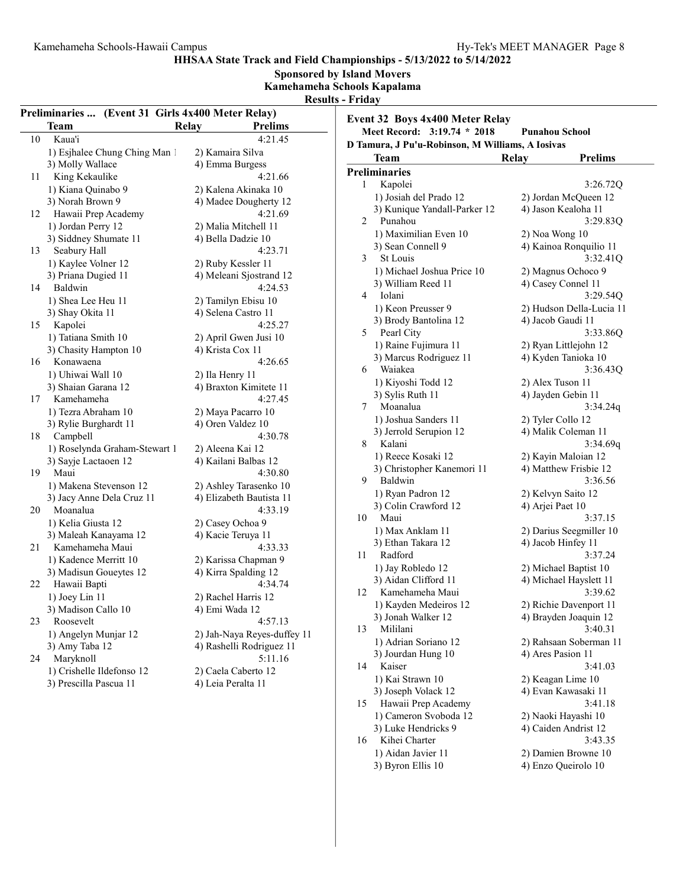**HHSAA State Track and Field Championships - 5/13/2022 to 5/14/2022**

**Sponsored by Island Movers**

**Kamehameha Schools Kapalama**

**Results - Friday**

### Preliminaries ... (Event 31 Girls 4x400 Meter Relay)

| | Team | Relay | Prelims |
|---|---|---|---|
| 10 | Kaua'i | | 4:21.45 |
| | 1) Esjhalee Chung Ching Man 1 | 2) Kamaira Silva | |
| | 3) Molly Wallace | 4) Emma Burgess | |
| 11 | King Kekaulike | | 4:21.66 |
| | 1) Kiana Quinabo 9 | 2) Kalena Akinaka 10 | |
| | 3) Norah Brown 9 | 4) Madee Dougherty 12 | |
| 12 | Hawaii Prep Academy | | 4:21.69 |
| | 1) Jordan Perry 12 | 2) Malia Mitchell 11 | |
| | 3) Siddney Shumate 11 | 4) Bella Dadzie 10 | |
| 13 | Seabury Hall | | 4:23.71 |
| | 1) Kaylee Volner 12 | 2) Ruby Kessler 11 | |
| | 3) Priana Dugied 11 | 4) Meleani Sjostrand 12 | |
| 14 | Baldwin | | 4:24.53 |
| | 1) Shea Lee Heu 11 | 2) Tamilyn Ebisu 10 | |
| | 3) Shay Okita 11 | 4) Selena Castro 11 | |
| 15 | Kapolei | | 4:25.27 |
| | 1) Tatiana Smith 10 | 2) April Gwen Jusi 10 | |
| | 3) Chasity Hampton 10 | 4) Krista Cox 11 | |
| 16 | Konawaena | | 4:26.65 |
| | 1) Uhiwai Wall 10 | 2) Ila Henry 11 | |
| | 3) Shaian Garana 12 | 4) Braxton Kimitete 11 | |
| 17 | Kamehameha | | 4:27.45 |
| | 1) Tezra Abraham 10 | 2) Maya Pacarro 10 | |
| | 3) Rylie Burghardt 11 | 4) Oren Valdez 10 | |
| 18 | Campbell | | 4:30.78 |
| | 1) Roselynda Graham-Stewart 1 | 2) Aleena Kai 12 | |
| | 3) Sayje Lactaoen 12 | 4) Kailani Balbas 12 | |
| 19 | Maui | | 4:30.80 |
| | 1) Makena Stevenson 12 | 2) Ashley Tarasenko 10 | |
| | 3) Jacy Anne Dela Cruz 11 | 4) Elizabeth Bautista 11 | |
| 20 | Moanalua | | 4:33.19 |
| | 1) Kelia Giusta 12 | 2) Casey Ochoa 9 | |
| | 3) Maleah Kanayama 12 | 4) Kacie Teruya 11 | |
| 21 | Kamehameha Maui | | 4:33.33 |
| | 1) Kadence Merritt 10 | 2) Karissa Chapman 9 | |
| | 3) Madisun Goueytes 12 | 4) Kirra Spalding 12 | |
| 22 | Hawaii Bapti | | 4:34.74 |
| | 1) Joey Lin 11 | 2) Rachel Harris 12 | |
| | 3) Madison Callo 10 | 4) Emi Wada 12 | |
| 23 | Roosevelt | | 4:57.13 |
| | 1) Angelyn Munjar 12 | 2) Jah-Naya Reyes-duffey 11 | |
| | 3) Amy Taba 12 | 4) Rashelli Rodriguez 11 | |
| 24 | Maryknoll | | 5:11.16 |
| | 1) Crishelle Ildefonso 12 | 2) Caela Caberto 12 | |
| | 3) Prescilla Pascua 11 | 4) Leia Peralta 11 | |

### Event 32 Boys 4x400 Meter Relay

**Meet Record: 3:19.74 * 2018 Punahou School**
**D Tamura, J Pu'u-Robinson, M Williams, A Iosivas**

**Preliminaries**

| | Team | Relay | Prelims |
|---|---|---|---|
| 1 | Kapolei | | 3:26.72Q |
| | 1) Josiah del Prado 12 | 2) Jordan McQueen 12 | |
| | 3) Kunique Yandall-Parker 12 | 4) Jason Kealoha 11 | |
| 2 | Punahou | | 3:29.83Q |
| | 1) Maximilian Even 10 | 2) Noa Wong 10 | |
| | 3) Sean Connell 9 | 4) Kainoa Ronquilio 11 | |
| 3 | St Louis | | 3:32.41Q |
| | 1) Michael Joshua Price 10 | 2) Magnus Ochoco 9 | |
| | 3) William Reed 11 | 4) Casey Connel 11 | |
| 4 | Iolani | | 3:29.54Q |
| | 1) Keon Preusser 9 | 2) Hudson Della-Lucia 11 | |
| | 3) Brody Bantolina 12 | 4) Jacob Gaudi 11 | |
| 5 | Pearl City | | 3:33.86Q |
| | 1) Raine Fujimura 11 | 2) Ryan Littlejohn 12 | |
| | 3) Marcus Rodriguez 11 | 4) Kyden Tanioka 10 | |
| 6 | Waiakea | | 3:36.43Q |
| | 1) Kiyoshi Todd 12 | 2) Alex Tuson 11 | |
| | 3) Sylis Ruth 11 | 4) Jayden Gebin 11 | |
| 7 | Moanalua | | 3:34.24q |
| | 1) Joshua Sanders 11 | 2) Tyler Collo 12 | |
| | 3) Jerrold Serupion 12 | 4) Malik Coleman 11 | |
| 8 | Kalani | | 3:34.69q |
| | 1) Reece Kosaki 12 | 2) Kayin Maloian 12 | |
| | 3) Christopher Kanemori 11 | 4) Matthew Frisbie 12 | |
| 9 | Baldwin | | 3:36.56 |
| | 1) Ryan Padron 12 | 2) Kelvyn Saito 12 | |
| | 3) Colin Crawford 12 | 4) Arjei Paet 10 | |
| 10 | Maui | | 3:37.15 |
| | 1) Max Anklam 11 | 2) Darius Seegmiller 10 | |
| | 3) Ethan Takara 12 | 4) Jacob Hinfey 11 | |
| 11 | Radford | | 3:37.24 |
| | 1) Jay Robledo 12 | 2) Michael Baptist 10 | |
| | 3) Aidan Clifford 11 | 4) Michael Hayslett 11 | |
| 12 | Kamehameha Maui | | 3:39.62 |
| | 1) Kayden Medeiros 12 | 2) Richie Davenport 11 | |
| | 3) Jonah Walker 12 | 4) Brayden Joaquin 12 | |
| 13 | Mililani | | 3:40.31 |
| | 1) Adrian Soriano 12 | 2) Rahsaan Soberman 11 | |
| | 3) Jourdan Hung 10 | 4) Ares Pasion 11 | |
| 14 | Kaiser | | 3:41.03 |
| | 1) Kai Strawn 10 | 2) Keagan Lime 10 | |
| | 3) Joseph Volack 12 | 4) Evan Kawasaki 11 | |
| 15 | Hawaii Prep Academy | | 3:41.18 |
| | 1) Cameron Svoboda 12 | 2) Naoki Hayashi 10 | |
| | 3) Luke Hendricks 9 | 4) Caiden Andrist 12 | |
| 16 | Kihei Charter | | 3:43.35 |
| | 1) Aidan Javier 11 | 2) Damien Browne 10 | |
| | 3) Byron Ellis 10 | 4) Enzo Queirolo 10 | |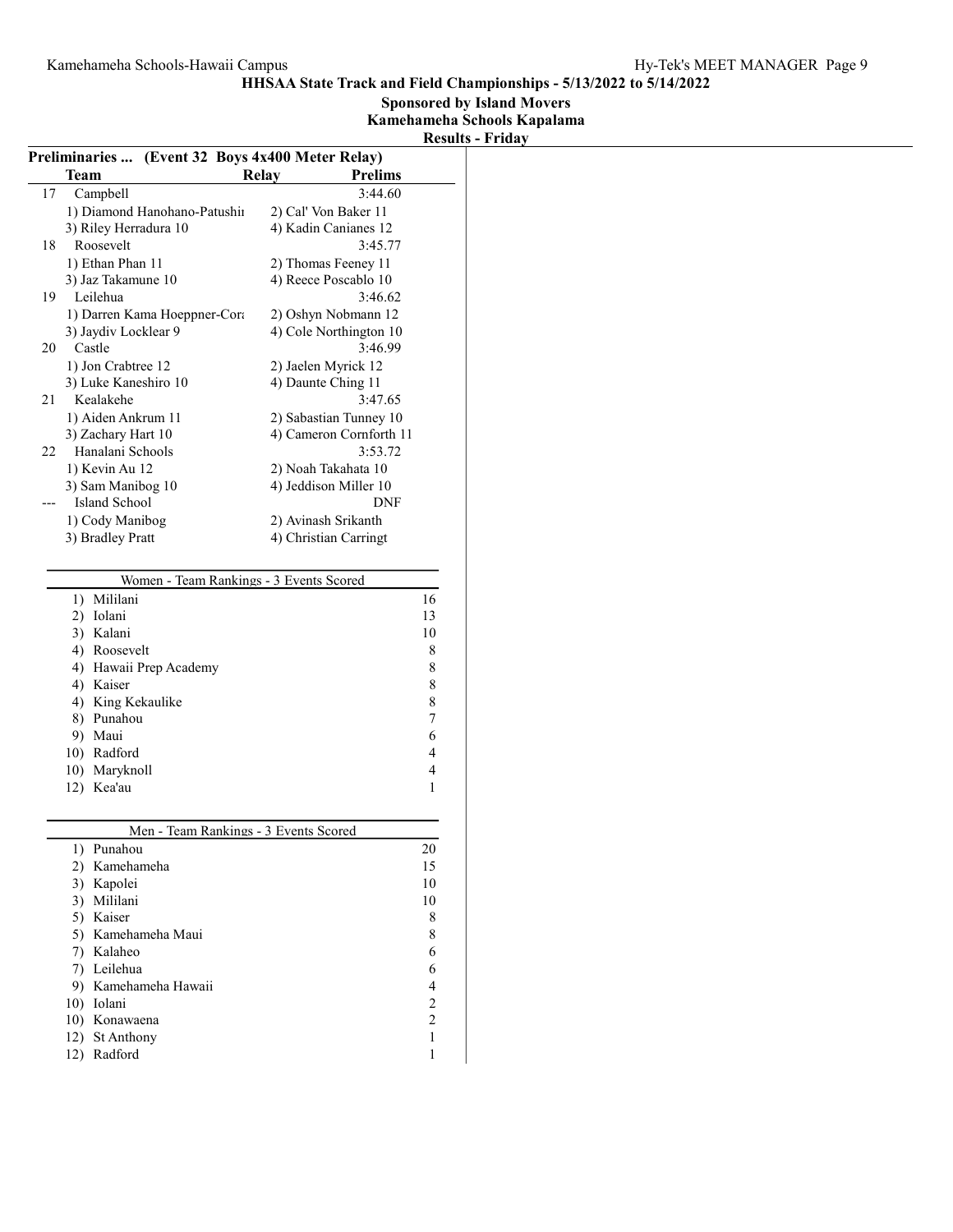# HHSAA State Track and Field Championships - 5/13/2022 to 5/14/2022

**Sponsored by Island Movers**

**Kamehameha Schools Kapalama**

**Results - Friday**

## Preliminaries ... (Event 32 Boys 4x400 Meter Relay)

| | Team | Relay | Prelims |
|---|---|---|---|
| 17 | Campbell | | 3:44.60 |
| | 1) Diamond Hanohano-Patushi | 2) Cal' Von Baker 11 | |
| | 3) Riley Herradura 10 | 4) Kadin Canianes 12 | |
| 18 | Roosevelt | | 3:45.77 |
| | 1) Ethan Phan 11 | 2) Thomas Feeney 11 | |
| | 3) Jaz Takamune 10 | 4) Reece Poscablo 10 | |
| 19 | Leilehua | | 3:46.62 |
| | 1) Darren Kama Hoeppner-Cor | 2) Oshyn Nobmann 12 | |
| | 3) Jaydiv Locklear 9 | 4) Cole Northington 10 | |
| 20 | Castle | | 3:46.99 |
| | 1) Jon Crabtree 12 | 2) Jaelen Myrick 12 | |
| | 3) Luke Kaneshiro 10 | 4) Daunte Ching 11 | |
| 21 | Kealakehe | | 3:47.65 |
| | 1) Aiden Ankrum 11 | 2) Sabastian Tunney 10 | |
| | 3) Zachary Hart 10 | 4) Cameron Cornforth 11 | |
| 22 | Hanalani Schools | | 3:53.72 |
| | 1) Kevin Au 12 | 2) Noah Takahata 10 | |
| | 3) Sam Manibog 10 | 4) Jeddison Miller 10 | |
| --- | Island School | | DNF |
| | 1) Cody Manibog | 2) Avinash Srikanth | |
| | 3) Bradley Pratt | 4) Christian Carringt | |

## Women - Team Rankings - 3 Events Scored

| | | |
|---|---|---|
| 1) | Mililani | 16 |
| 2) | Iolani | 13 |
| 3) | Kalani | 10 |
| 4) | Roosevelt | 8 |
| 4) | Hawaii Prep Academy | 8 |
| 4) | Kaiser | 8 |
| 4) | King Kekaulike | 8 |
| 8) | Punahou | 7 |
| 9) | Maui | 6 |
| 10) | Radford | 4 |
| 10) | Maryknoll | 4 |
| 12) | Kea'au | 1 |

## Men - Team Rankings - 3 Events Scored

| | | |
|---|---|---|
| 1) | Punahou | 20 |
| 2) | Kamehameha | 15 |
| 3) | Kapolei | 10 |
| 3) | Mililani | 10 |
| 5) | Kaiser | 8 |
| 5) | Kamehameha Maui | 8 |
| 7) | Kalaheo | 6 |
| 7) | Leilehua | 6 |
| 9) | Kamehameha Hawaii | 4 |
| 10) | Iolani | 2 |
| 10) | Konawaena | 2 |
| 12) | St Anthony | 1 |
| 12) | Radford | 1 |